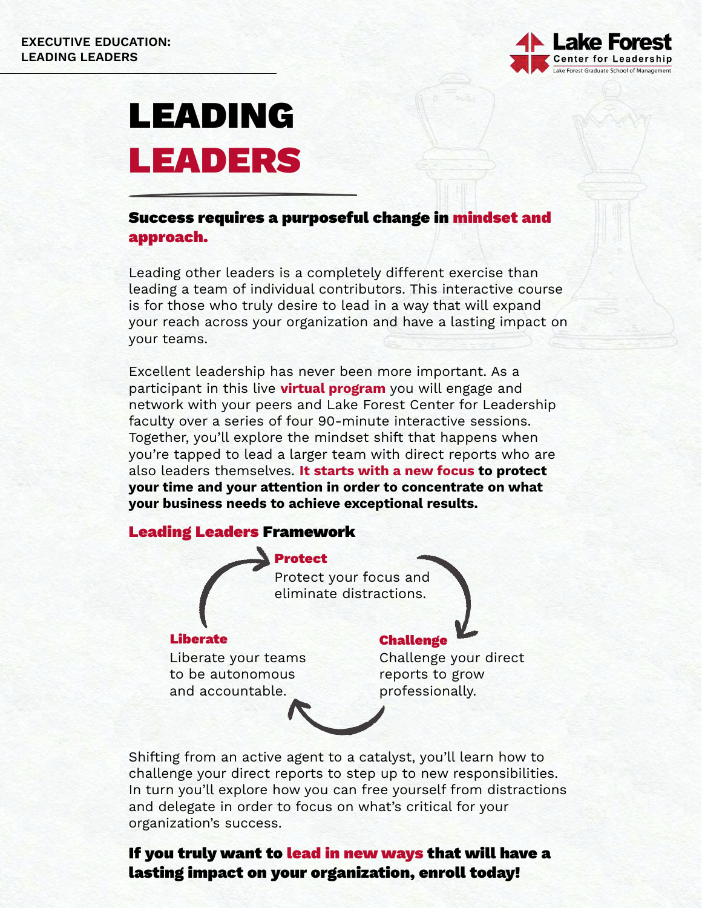EXECUTIVE EDUCATION: LEADING LEADERS

Lake Forest Center for Leadership
Lake Forest Graduate School of Management

# LEADING LEADERS

## Success requires a purposeful change in mindset and approach.

Leading other leaders is a completely different exercise than leading a team of individual contributors. This interactive course is for those who truly desire to lead in a way that will expand your reach across your organization and have a lasting impact on your teams.

Excellent leadership has never been more important. As a participant in this live **virtual program** you will engage and network with your peers and Lake Forest Center for Leadership faculty over a series of four 90-minute interactive sessions. Together, you'll explore the mindset shift that happens when you're tapped to lead a larger team with direct reports who are also leaders themselves. **It starts with a new focus to protect your time and your attention in order to concentrate on what your business needs to achieve exceptional results.**

### Leading Leaders Framework

**Protect**
Protect your focus and eliminate distractions.

**Challenge**
Challenge your direct reports to grow professionally.

**Liberate**
Liberate your teams to be autonomous and accountable.

Shifting from an active agent to a catalyst, you'll learn how to challenge your direct reports to step up to new responsibilities. In turn you'll explore how you can free yourself from distractions and delegate in order to focus on what's critical for your organization's success.

**If you truly want to lead in new ways that will have a lasting impact on your organization, enroll today!**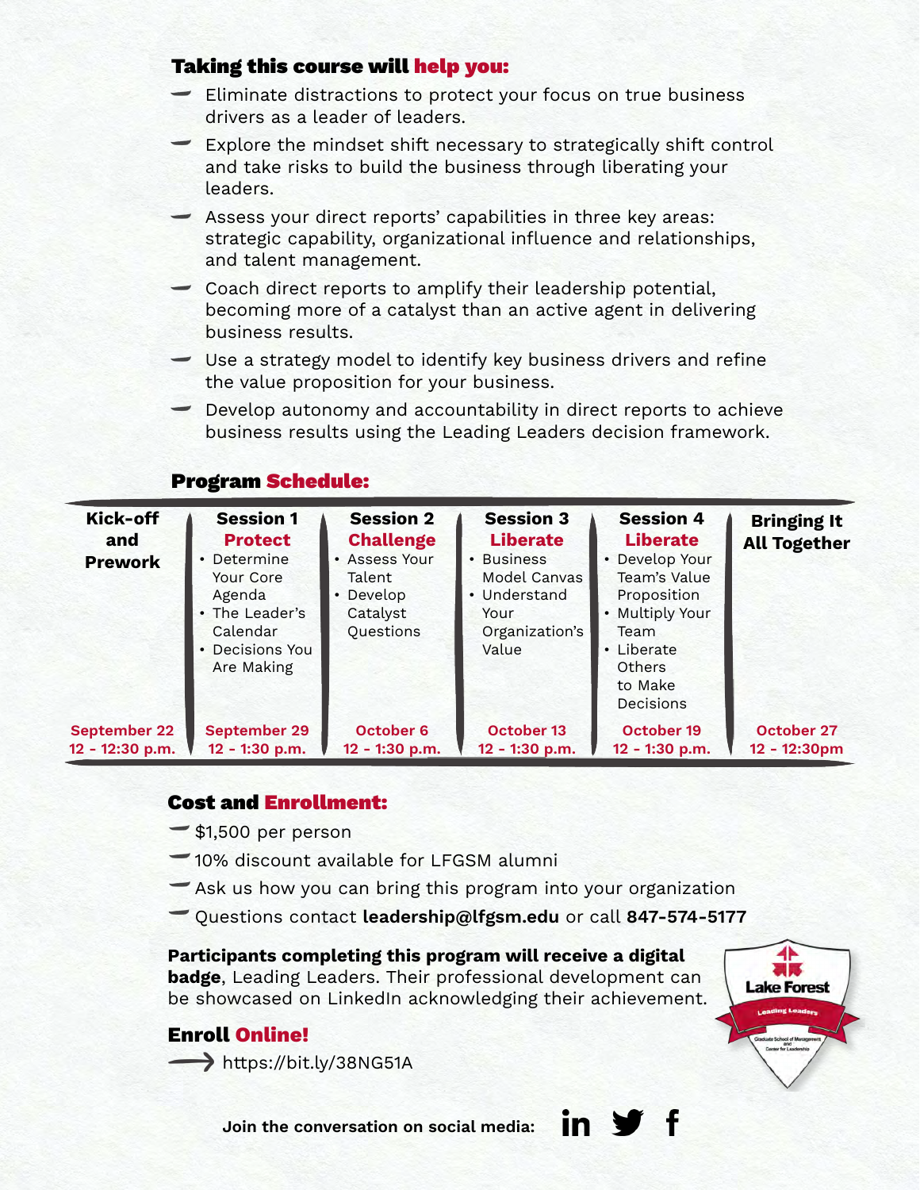## Taking this course will help you:

- Eliminate distractions to protect your focus on true business drivers as a leader of leaders.
- Explore the mindset shift necessary to strategically shift control and take risks to build the business through liberating your leaders.
- Assess your direct reports' capabilities in three key areas: strategic capability, organizational influence and relationships, and talent management.
- Coach direct reports to amplify their leadership potential, becoming more of a catalyst than an active agent in delivering business results.
- Use a strategy model to identify key business drivers and refine the value proposition for your business.
- Develop autonomy and accountability in direct reports to achieve business results using the Leading Leaders decision framework.

## Program Schedule:

| Kick-off and Prework | Session 1 Protect | Session 2 Challenge | Session 3 Liberate | Session 4 Liberate | Bringing It All Together |
|---|---|---|---|---|---|
| | • Determine Your Core Agenda<br>• The Leader's Calendar<br>• Decisions You Are Making | • Assess Your Talent<br>• Develop Catalyst Questions | • Business Model Canvas<br>• Understand Your Organization's Value | • Develop Your Team's Value Proposition<br>• Multiply Your Team<br>• Liberate Others to Make Decisions | |
| September 22<br>12 - 12:30 p.m. | September 29<br>12 - 1:30 p.m. | October 6<br>12 - 1:30 p.m. | October 13<br>12 - 1:30 p.m. | October 19<br>12 - 1:30 p.m. | October 27<br>12 - 12:30pm |

## Cost and Enrollment:

- $1,500 per person
- 10% discount available for LFGSM alumni
- Ask us how you can bring this program into your organization
- Questions contact **leadership@lfgsm.edu** or call **847-574-5177**

**Participants completing this program will receive a digital badge**, Leading Leaders. Their professional development can be showcased on LinkedIn acknowledging their achievement.

Lake Forest
Leading Leaders
Graduate School of Management and Center for Leadership

## Enroll Online!

→ https://bit.ly/38NG51A

**Join the conversation on social media:**